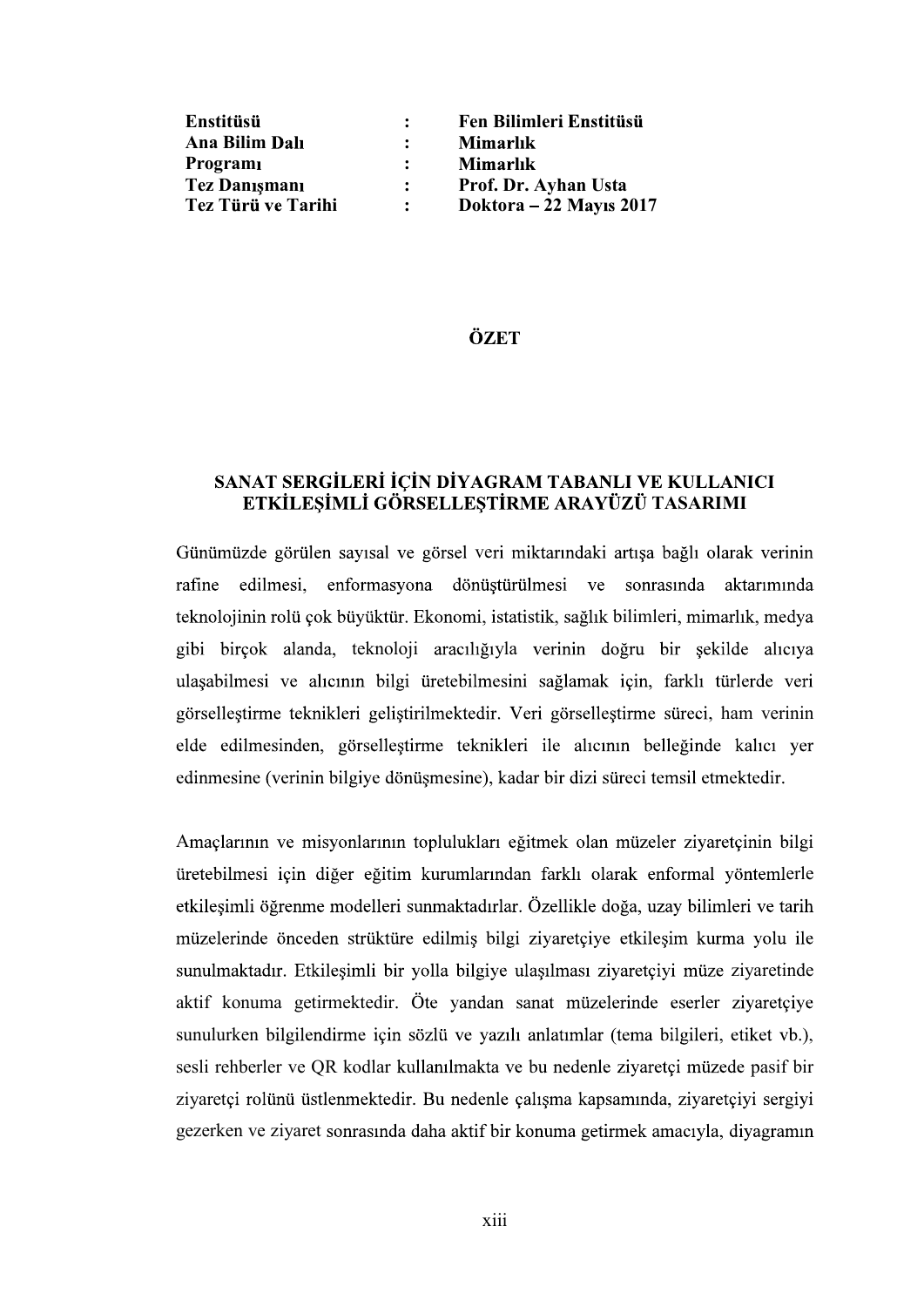| | | |
|---|---|---|
| **Enstitüsü** | **:** | **Fen Bilimleri Enstitüsü** |
| **Ana Bilim Dalı** | **:** | **Mimarlık** |
| **Programı** | **:** | **Mimarlık** |
| **Tez Danışmanı** | **:** | **Prof. Dr. Ayhan Usta** |
| **Tez Türü ve Tarihi** | **:** | **Doktora – 22 Mayıs 2017** |

# ÖZET

## SANAT SERGİLERİ İÇİN DİYAGRAM TABANLI VE KULLANICI ETKİLEŞİMLİ GÖRSELLEŞTİRME ARAYÜZÜ TASARIMI

Günümüzde görülen sayısal ve görsel veri miktarındaki artışa bağlı olarak verinin rafine edilmesi, enformasyona dönüştürülmesi ve sonrasında aktarımında teknolojinin rolü çok büyüktür. Ekonomi, istatistik, sağlık bilimleri, mimarlık, medya gibi birçok alanda, teknoloji aracılığıyla verinin doğru bir şekilde alıcıya ulaşabilmesi ve alıcının bilgi üretebilmesini sağlamak için, farklı türlerde veri görselleştirme teknikleri geliştirilmektedir. Veri görselleştirme süreci, ham verinin elde edilmesinden, görselleştirme teknikleri ile alıcının belleğinde kalıcı yer edinmesine (verinin bilgiye dönüşmesine), kadar bir dizi süreci temsil etmektedir.

Amaçlarının ve misyonlarının toplulukları eğitmek olan müzeler ziyaretçinin bilgi üretebilmesi için diğer eğitim kurumlarından farklı olarak enformal yöntemlerle etkileşimli öğrenme modelleri sunmaktadırlar. Özellikle doğa, uzay bilimleri ve tarih müzelerinde önceden strüktüre edilmiş bilgi ziyaretçiye etkileşim kurma yolu ile sunulmaktadır. Etkileşimli bir yolla bilgiye ulaşılması ziyaretçiyi müze ziyaretinde aktif konuma getirmektedir. Öte yandan sanat müzelerinde eserler ziyaretçiye sunulurken bilgilendirme için sözlü ve yazılı anlatımlar (tema bilgileri, etiket vb.), sesli rehberler ve QR kodlar kullanılmakta ve bu nedenle ziyaretçi müzede pasif bir ziyaretçi rolünü üstlenmektedir. Bu nedenle çalışma kapsamında, ziyaretçiyi sergiyi gezerken ve ziyaret sonrasında daha aktif bir konuma getirmek amacıyla, diyagramın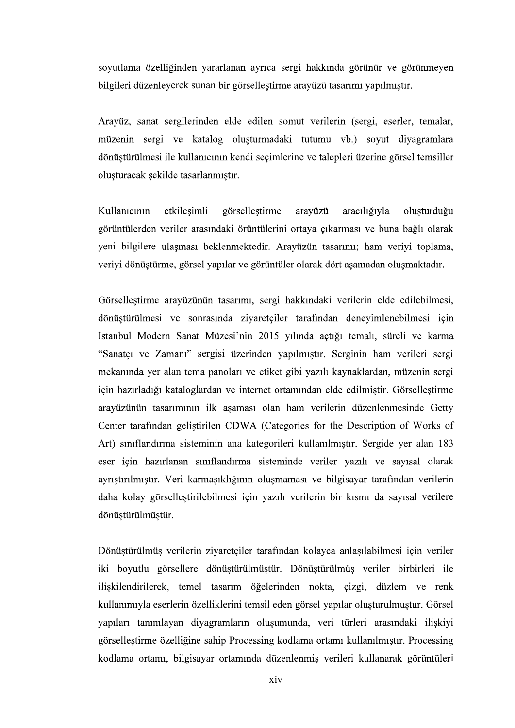soyutlama özelliğinden yararlanan ayrıca sergi hakkında görünür ve görünmeyen bilgileri düzenleyerek sunan bir görselleştirme arayüzü tasarımı yapılmıştır.

Arayüz, sanat sergilerinden elde edilen somut verilerin (sergi, eserler, temalar, müzenin sergi ve katalog oluşturmadaki tutumu vb.) soyut diyagramlara dönüştürülmesi ile kullanıcının kendi seçimlerine ve talepleri üzerine görsel temsiller oluşturacak şekilde tasarlanmıştır.

Kullanıcının etkileşimli görselleştirme arayüzü aracılığıyla oluşturduğu görüntülerden veriler arasındaki örüntülerini ortaya çıkarması ve buna bağlı olarak yeni bilgilere ulaşması beklenmektedir. Arayüzün tasarımı; ham veriyi toplama, veriyi dönüştürme, görsel yapılar ve görüntüler olarak dört aşamadan oluşmaktadır.

Görselleştirme arayüzünün tasarımı, sergi hakkındaki verilerin elde edilebilmesi, dönüştürülmesi ve sonrasında ziyaretçiler tarafından deneyimlenebilmesi için İstanbul Modern Sanat Müzesi'nin 2015 yılında açtığı temalı, süreli ve karma "Sanatçı ve Zamanı" sergisi üzerinden yapılmıştır. Serginin ham verileri sergi mekanında yer alan tema panoları ve etiket gibi yazılı kaynaklardan, müzenin sergi için hazırladığı kataloglardan ve internet ortamından elde edilmiştir. Görselleştirme arayüzünün tasarımının ilk aşaması olan ham verilerin düzenlenmesinde Getty Center tarafından geliştirilen CDWA (Categories for the Description of Works of Art) sınıflandırma sisteminin ana kategorileri kullanılmıştır. Sergide yer alan 183 eser için hazırlanan sınıflandırma sisteminde veriler yazılı ve sayısal olarak ayrıştırılmıştır. Veri karmaşıklığının oluşmaması ve bilgisayar tarafından verilerin daha kolay görselleştirilebilmesi için yazılı verilerin bir kısmı da sayısal verilere dönüştürülmüştür.

Dönüştürülmüş verilerin ziyaretçiler tarafından kolayca anlaşılabilmesi için veriler iki boyutlu görsellere dönüştürülmüştür. Dönüştürülmüş veriler birbirleri ile ilişkilendirilerek, temel tasarım öğelerinden nokta, çizgi, düzlem ve renk kullanımıyla eserlerin özelliklerini temsil eden görsel yapılar oluşturulmuştur. Görsel yapıları tanımlayan diyagramların oluşumunda, veri türleri arasındaki ilişkiyi görselleştirme özelliğine sahip Processing kodlama ortamı kullanılmıştır. Processing kodlama ortamı, bilgisayar ortamında düzenlenmiş verileri kullanarak görüntüleri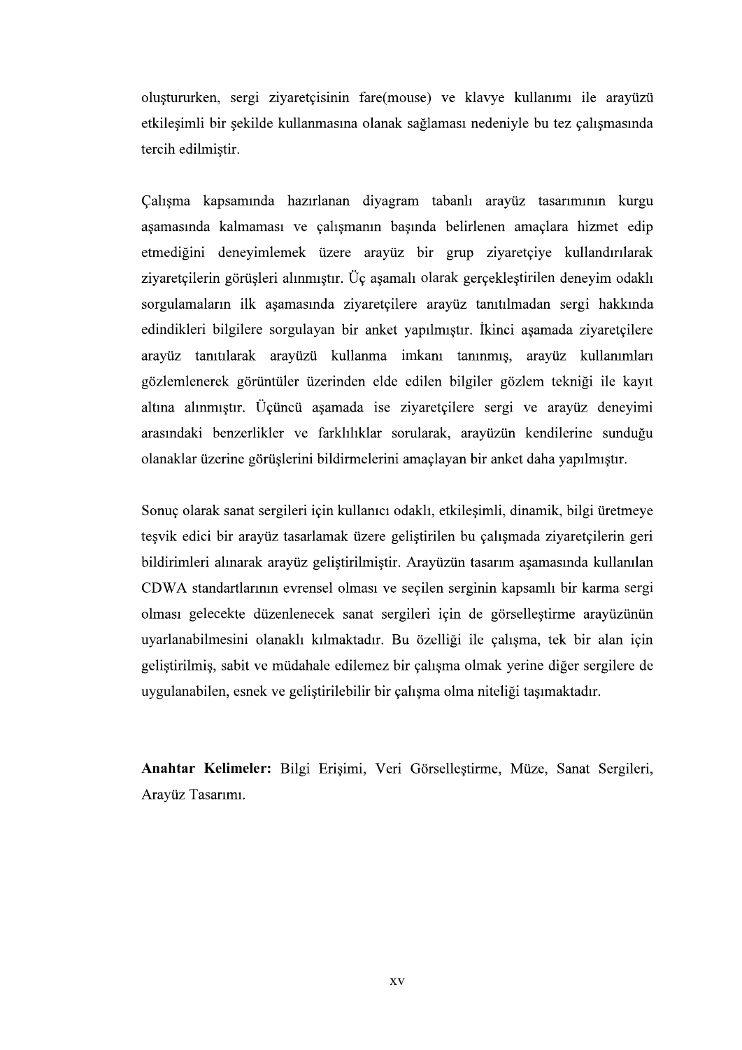oluştururken, sergi ziyaretçisinin fare(mouse) ve klavye kullanımı ile arayüzü etkileşimli bir şekilde kullanmasına olanak sağlaması nedeniyle bu tez çalışmasında tercih edilmiştir.

Çalışma kapsamında hazırlanan diyagram tabanlı arayüz tasarımının kurgu aşamasında kalmaması ve çalışmanın başında belirlenen amaçlara hizmet edip etmediğini deneyimlemek üzere arayüz bir grup ziyaretçiye kullandırılarak ziyaretçilerin görüşleri alınmıştır. Üç aşamalı olarak gerçekleştirilen deneyim odaklı sorgulamaların ilk aşamasında ziyaretçilere arayüz tanıtılmadan sergi hakkında edindikleri bilgilere sorgulayan bir anket yapılmıştır. İkinci aşamada ziyaretçilere arayüz tanıtılarak arayüzü kullanma imkanı tanınmış, arayüz kullanımları gözlemlenerek görüntüler üzerinden elde edilen bilgiler gözlem tekniği ile kayıt altına alınmıştır. Üçüncü aşamada ise ziyaretçilere sergi ve arayüz deneyimi arasındaki benzerlikler ve farklılıklar sorularak, arayüzün kendilerine sunduğu olanaklar üzerine görüşlerini bildirmelerini amaçlayan bir anket daha yapılmıştır.

Sonuç olarak sanat sergileri için kullanıcı odaklı, etkileşimli, dinamik, bilgi üretmeye teşvik edici bir arayüz tasarlamak üzere geliştirilen bu çalışmada ziyaretçilerin geri bildirimleri alınarak arayüz geliştirilmiştir. Arayüzün tasarım aşamasında kullanılan CDWA standartlarının evrensel olması ve seçilen serginin kapsamlı bir karma sergi olması gelecekte düzenlenecek sanat sergileri için de görselleştirme arayüzünün uyarlanabilmesini olanaklı kılmaktadır. Bu özelliği ile çalışma, tek bir alan için geliştirilmiş, sabit ve müdahale edilemez bir çalışma olmak yerine diğer sergilere de uygulanabilen, esnek ve geliştirilebilir bir çalışma olma niteliği taşımaktadır.

**Anahtar Kelimeler:** Bilgi Erişimi, Veri Görselleştirme, Müze, Sanat Sergileri, Arayüz Tasarımı.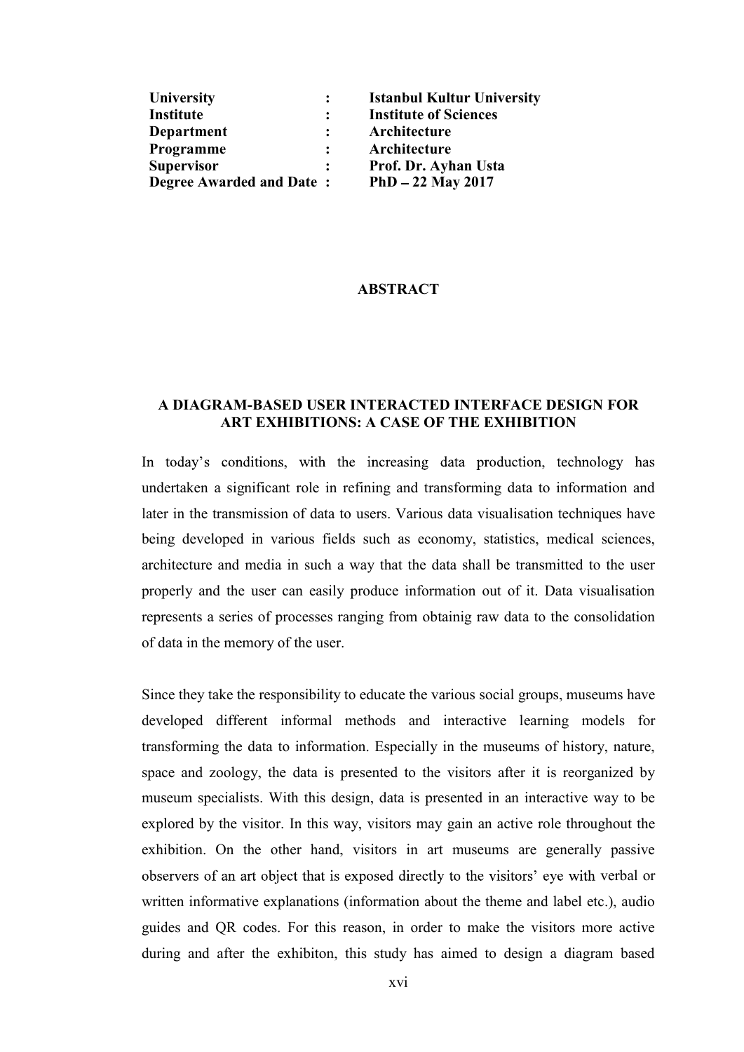**University** : **Istanbul Kultur University**
**Institute** : **Institute of Sciences**
**Department** : **Architecture**
**Programme** : **Architecture**
**Supervisor** : **Prof. Dr. Ayhan Usta**
**Degree Awarded and Date** : **PhD – 22 May 2017**

## ABSTRACT

### A DIAGRAM-BASED USER INTERACTED INTERFACE DESIGN FOR ART EXHIBITIONS: A CASE OF THE EXHIBITION

In today's conditions, with the increasing data production, technology has undertaken a significant role in refining and transforming data to information and later in the transmission of data to users. Various data visualisation techniques have being developed in various fields such as economy, statistics, medical sciences, architecture and media in such a way that the data shall be transmitted to the user properly and the user can easily produce information out of it. Data visualisation represents a series of processes ranging from obtainig raw data to the consolidation of data in the memory of the user.

Since they take the responsibility to educate the various social groups, museums have developed different informal methods and interactive learning models for transforming the data to information. Especially in the museums of history, nature, space and zoology, the data is presented to the visitors after it is reorganized by museum specialists. With this design, data is presented in an interactive way to be explored by the visitor. In this way, visitors may gain an active role throughout the exhibition. On the other hand, visitors in art museums are generally passive observers of an art object that is exposed directly to the visitors' eye with verbal or written informative explanations (information about the theme and label etc.), audio guides and QR codes. For this reason, in order to make the visitors more active during and after the exhibiton, this study has aimed to design a diagram based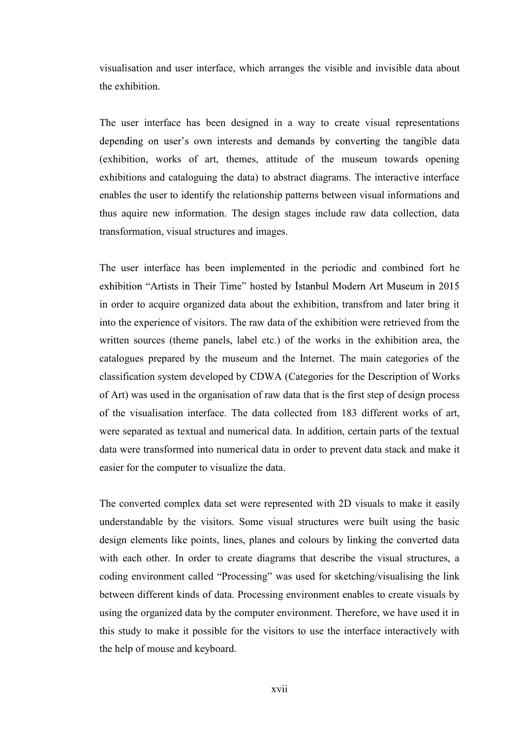visualisation and user interface, which arranges the visible and invisible data about the exhibition.

The user interface has been designed in a way to create visual representations depending on user's own interests and demands by converting the tangible data (exhibition, works of art, themes, attitude of the museum towards opening exhibitions and cataloguing the data) to abstract diagrams. The interactive interface enables the user to identify the relationship patterns between visual informations and thus aquire new information. The design stages include raw data collection, data transformation, visual structures and images.

The user interface has been implemented in the periodic and combined fort he exhibition "Artists in Their Time" hosted by İstanbul Modern Art Museum in 2015 in order to acquire organized data about the exhibition, transfrom and later bring it into the experience of visitors. The raw data of the exhibition were retrieved from the written sources (theme panels, label etc.) of the works in the exhibition area, the catalogues prepared by the museum and the Internet. The main categories of the classification system developed by CDWA (Categories for the Description of Works of Art) was used in the organisation of raw data that is the first step of design process of the visualisation interface. The data collected from 183 different works of art, were separated as textual and numerical data. In addition, certain parts of the textual data were transformed into numerical data in order to prevent data stack and make it easier for the computer to visualize the data.

The converted complex data set were represented with 2D visuals to make it easily understandable by the visitors. Some visual structures were built using the basic design elements like points, lines, planes and colours by linking the converted data with each other. In order to create diagrams that describe the visual structures, a coding environment called "Processing" was used for sketching/visualising the link between different kinds of data. Processing environment enables to create visuals by using the organized data by the computer environment. Therefore, we have used it in this study to make it possible for the visitors to use the interface interactively with the help of mouse and keyboard.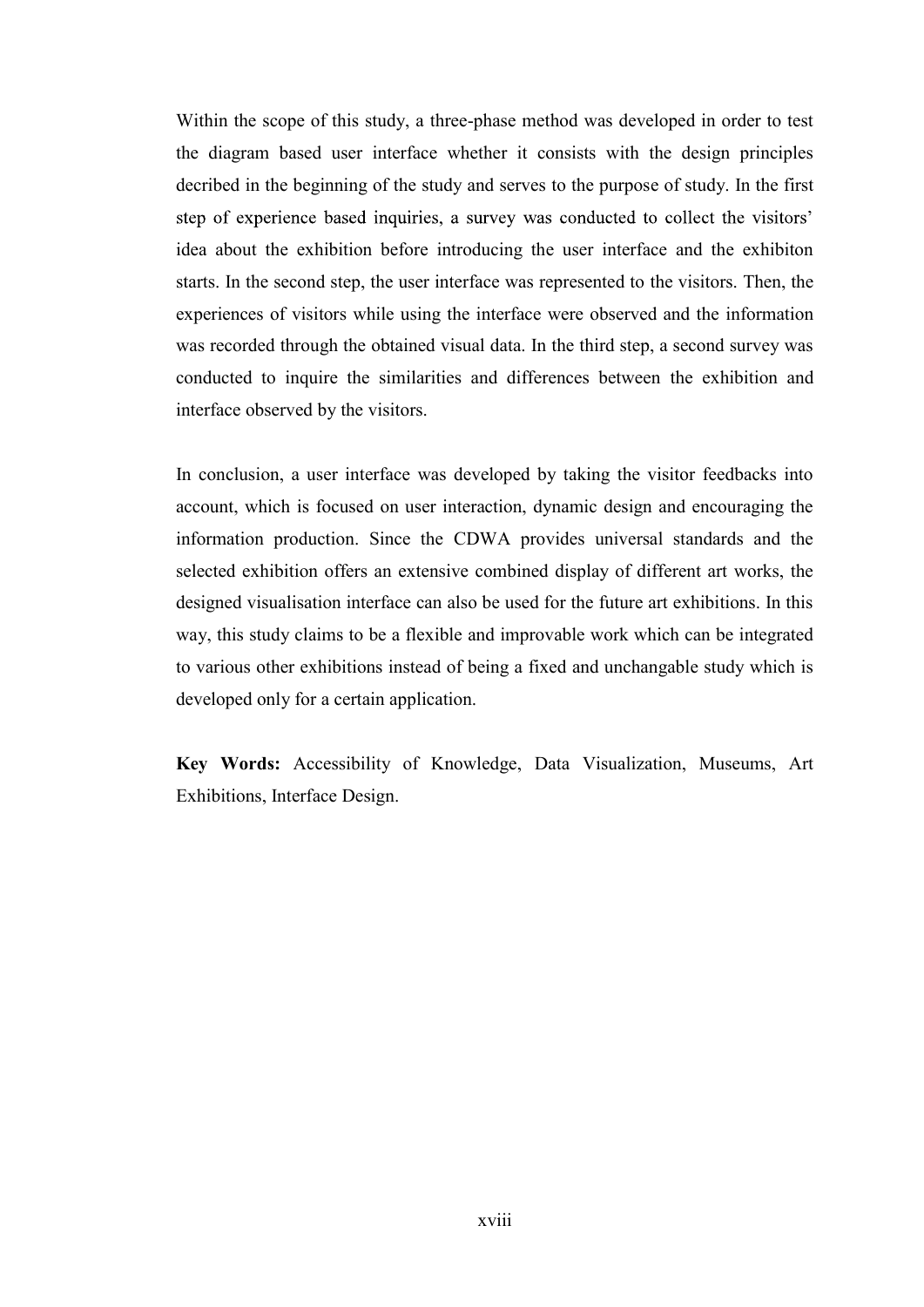Within the scope of this study, a three-phase method was developed in order to test the diagram based user interface whether it consists with the design principles decribed in the beginning of the study and serves to the purpose of study. In the first step of experience based inquiries, a survey was conducted to collect the visitors' idea about the exhibition before introducing the user interface and the exhibiton starts. In the second step, the user interface was represented to the visitors. Then, the experiences of visitors while using the interface were observed and the information was recorded through the obtained visual data. In the third step, a second survey was conducted to inquire the similarities and differences between the exhibition and interface observed by the visitors.

In conclusion, a user interface was developed by taking the visitor feedbacks into account, which is focused on user interaction, dynamic design and encouraging the information production. Since the CDWA provides universal standards and the selected exhibition offers an extensive combined display of different art works, the designed visualisation interface can also be used for the future art exhibitions. In this way, this study claims to be a flexible and improvable work which can be integrated to various other exhibitions instead of being a fixed and unchangable study which is developed only for a certain application.

**Key Words:** Accessibility of Knowledge, Data Visualization, Museums, Art Exhibitions, Interface Design.